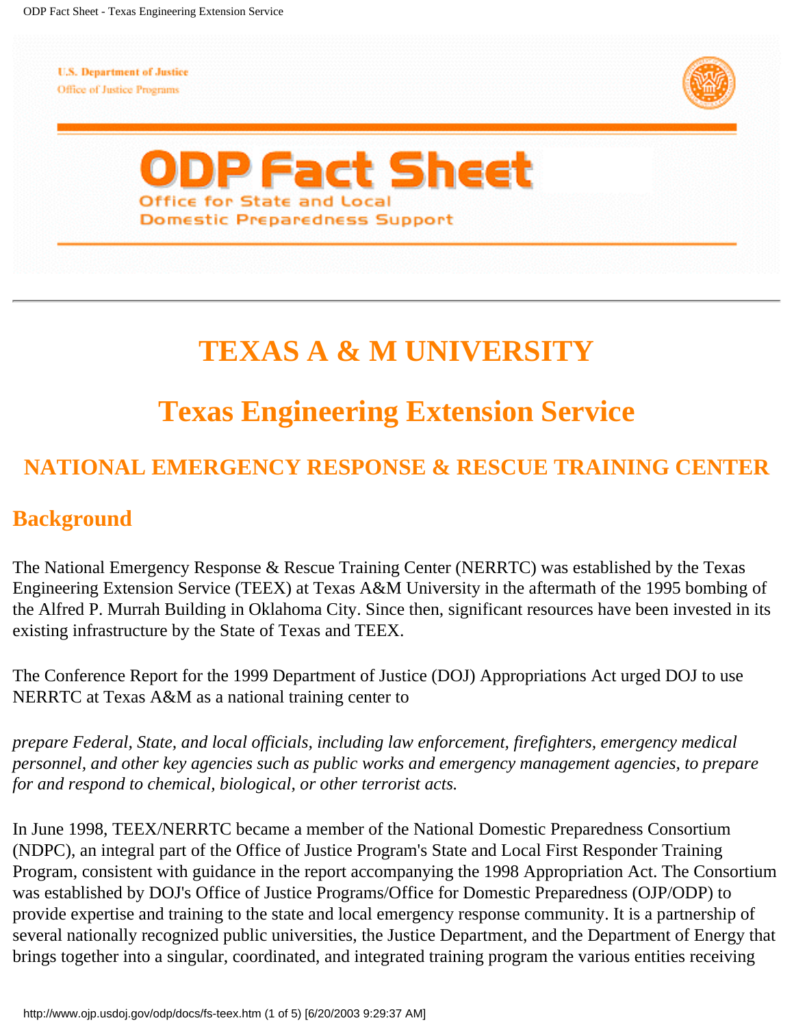U.S. Department of Justice
Office of Justice Programs

# ODP Fact Sheet

Office for State and Local Domestic Preparedness Support

---

# TEXAS A & M UNIVERSITY

## Texas Engineering Extension Service

### NATIONAL EMERGENCY RESPONSE & RESCUE TRAINING CENTER

## Background

The National Emergency Response & Rescue Training Center (NERRTC) was established by the Texas Engineering Extension Service (TEEX) at Texas A&M University in the aftermath of the 1995 bombing of the Alfred P. Murrah Building in Oklahoma City. Since then, significant resources have been invested in its existing infrastructure by the State of Texas and TEEX.

The Conference Report for the 1999 Department of Justice (DOJ) Appropriations Act urged DOJ to use NERRTC at Texas A&M as a national training center to

*prepare Federal, State, and local officials, including law enforcement, firefighters, emergency medical personnel, and other key agencies such as public works and emergency management agencies, to prepare for and respond to chemical, biological, or other terrorist acts.*

In June 1998, TEEX/NERRTC became a member of the National Domestic Preparedness Consortium (NDPC), an integral part of the Office of Justice Program's State and Local First Responder Training Program, consistent with guidance in the report accompanying the 1998 Appropriation Act. The Consortium was established by DOJ's Office of Justice Programs/Office for Domestic Preparedness (OJP/ODP) to provide expertise and training to the state and local emergency response community. It is a partnership of several nationally recognized public universities, the Justice Department, and the Department of Energy that brings together into a singular, coordinated, and integrated training program the various entities receiving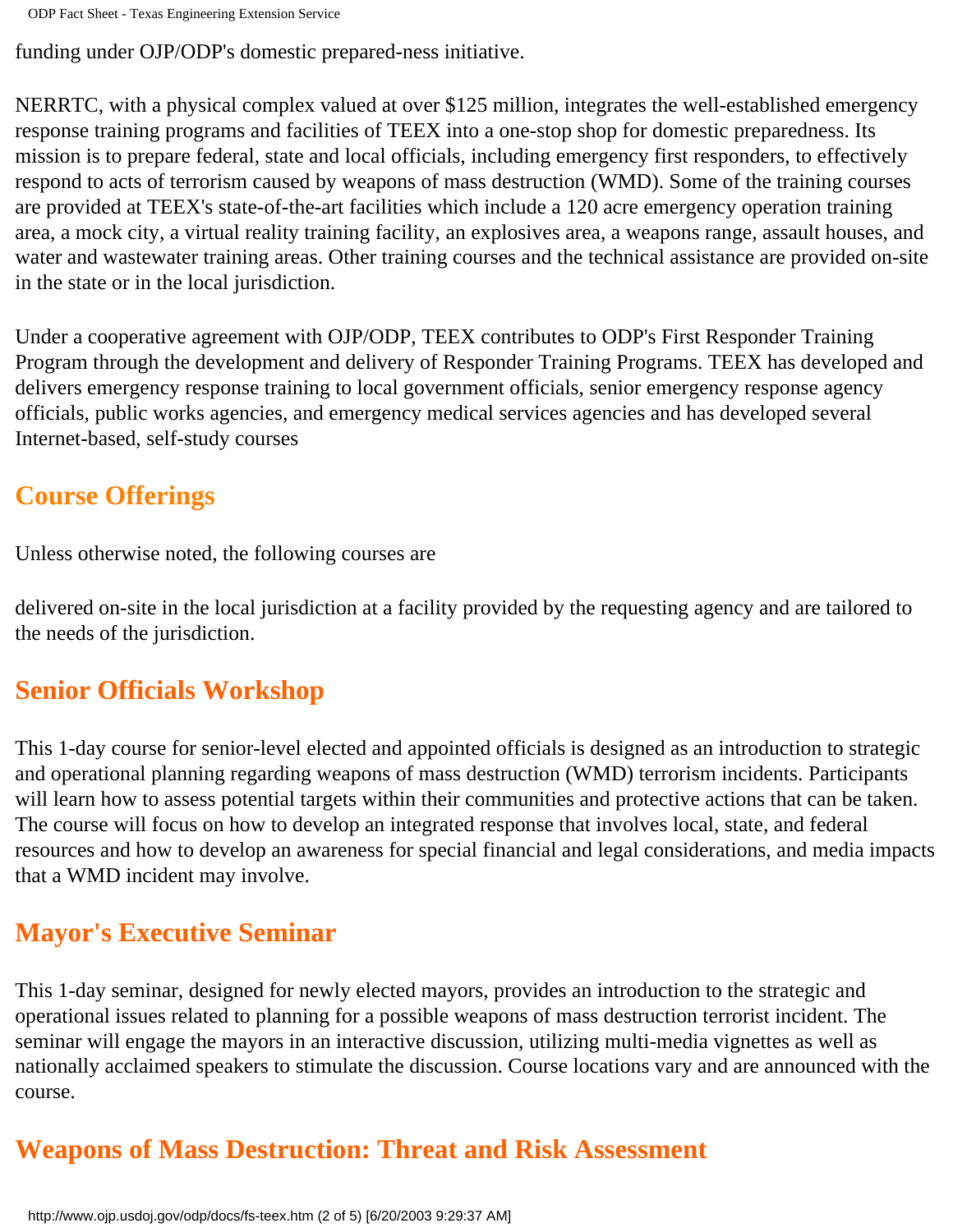funding under OJP/ODP's domestic prepared-ness initiative.

NERRTC, with a physical complex valued at over $125 million, integrates the well-established emergency response training programs and facilities of TEEX into a one-stop shop for domestic preparedness. Its mission is to prepare federal, state and local officials, including emergency first responders, to effectively respond to acts of terrorism caused by weapons of mass destruction (WMD). Some of the training courses are provided at TEEX's state-of-the-art facilities which include a 120 acre emergency operation training area, a mock city, a virtual reality training facility, an explosives area, a weapons range, assault houses, and water and wastewater training areas. Other training courses and the technical assistance are provided on-site in the state or in the local jurisdiction.

Under a cooperative agreement with OJP/ODP, TEEX contributes to ODP's First Responder Training Program through the development and delivery of Responder Training Programs. TEEX has developed and delivers emergency response training to local government officials, senior emergency response agency officials, public works agencies, and emergency medical services agencies and has developed several Internet-based, self-study courses

## Course Offerings

Unless otherwise noted, the following courses are

delivered on-site in the local jurisdiction at a facility provided by the requesting agency and are tailored to the needs of the jurisdiction.

## Senior Officials Workshop

This 1-day course for senior-level elected and appointed officials is designed as an introduction to strategic and operational planning regarding weapons of mass destruction (WMD) terrorism incidents. Participants will learn how to assess potential targets within their communities and protective actions that can be taken. The course will focus on how to develop an integrated response that involves local, state, and federal resources and how to develop an awareness for special financial and legal considerations, and media impacts that a WMD incident may involve.

## Mayor's Executive Seminar

This 1-day seminar, designed for newly elected mayors, provides an introduction to the strategic and operational issues related to planning for a possible weapons of mass destruction terrorist incident. The seminar will engage the mayors in an interactive discussion, utilizing multi-media vignettes as well as nationally acclaimed speakers to stimulate the discussion. Course locations vary and are announced with the course.

## Weapons of Mass Destruction: Threat and Risk Assessment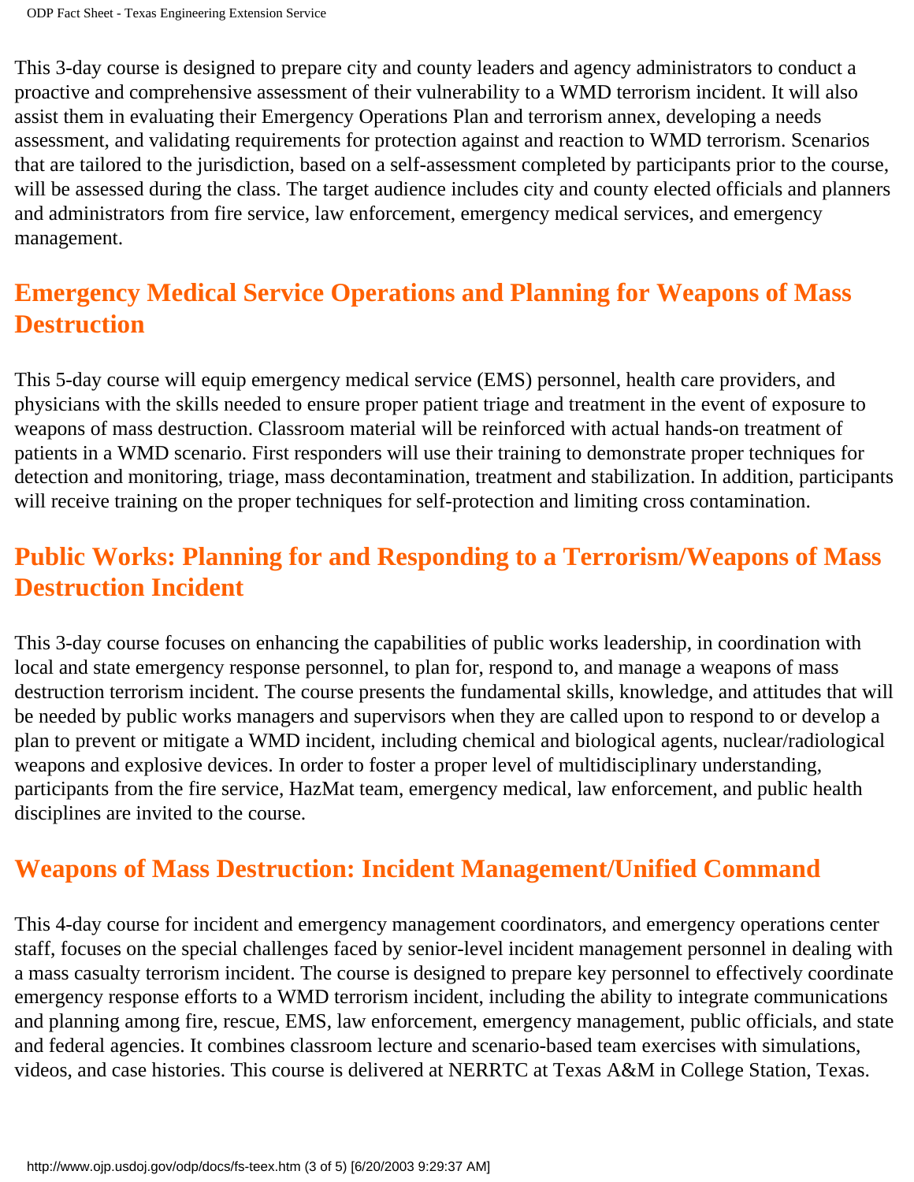This 3-day course is designed to prepare city and county leaders and agency administrators to conduct a proactive and comprehensive assessment of their vulnerability to a WMD terrorism incident. It will also assist them in evaluating their Emergency Operations Plan and terrorism annex, developing a needs assessment, and validating requirements for protection against and reaction to WMD terrorism. Scenarios that are tailored to the jurisdiction, based on a self-assessment completed by participants prior to the course, will be assessed during the class. The target audience includes city and county elected officials and planners and administrators from fire service, law enforcement, emergency medical services, and emergency management.

## Emergency Medical Service Operations and Planning for Weapons of Mass Destruction

This 5-day course will equip emergency medical service (EMS) personnel, health care providers, and physicians with the skills needed to ensure proper patient triage and treatment in the event of exposure to weapons of mass destruction. Classroom material will be reinforced with actual hands-on treatment of patients in a WMD scenario. First responders will use their training to demonstrate proper techniques for detection and monitoring, triage, mass decontamination, treatment and stabilization. In addition, participants will receive training on the proper techniques for self-protection and limiting cross contamination.

## Public Works: Planning for and Responding to a Terrorism/Weapons of Mass Destruction Incident

This 3-day course focuses on enhancing the capabilities of public works leadership, in coordination with local and state emergency response personnel, to plan for, respond to, and manage a weapons of mass destruction terrorism incident. The course presents the fundamental skills, knowledge, and attitudes that will be needed by public works managers and supervisors when they are called upon to respond to or develop a plan to prevent or mitigate a WMD incident, including chemical and biological agents, nuclear/radiological weapons and explosive devices. In order to foster a proper level of multidisciplinary understanding, participants from the fire service, HazMat team, emergency medical, law enforcement, and public health disciplines are invited to the course.

## Weapons of Mass Destruction: Incident Management/Unified Command

This 4-day course for incident and emergency management coordinators, and emergency operations center staff, focuses on the special challenges faced by senior-level incident management personnel in dealing with a mass casualty terrorism incident. The course is designed to prepare key personnel to effectively coordinate emergency response efforts to a WMD terrorism incident, including the ability to integrate communications and planning among fire, rescue, EMS, law enforcement, emergency management, public officials, and state and federal agencies. It combines classroom lecture and scenario-based team exercises with simulations, videos, and case histories. This course is delivered at NERRTC at Texas A&M in College Station, Texas.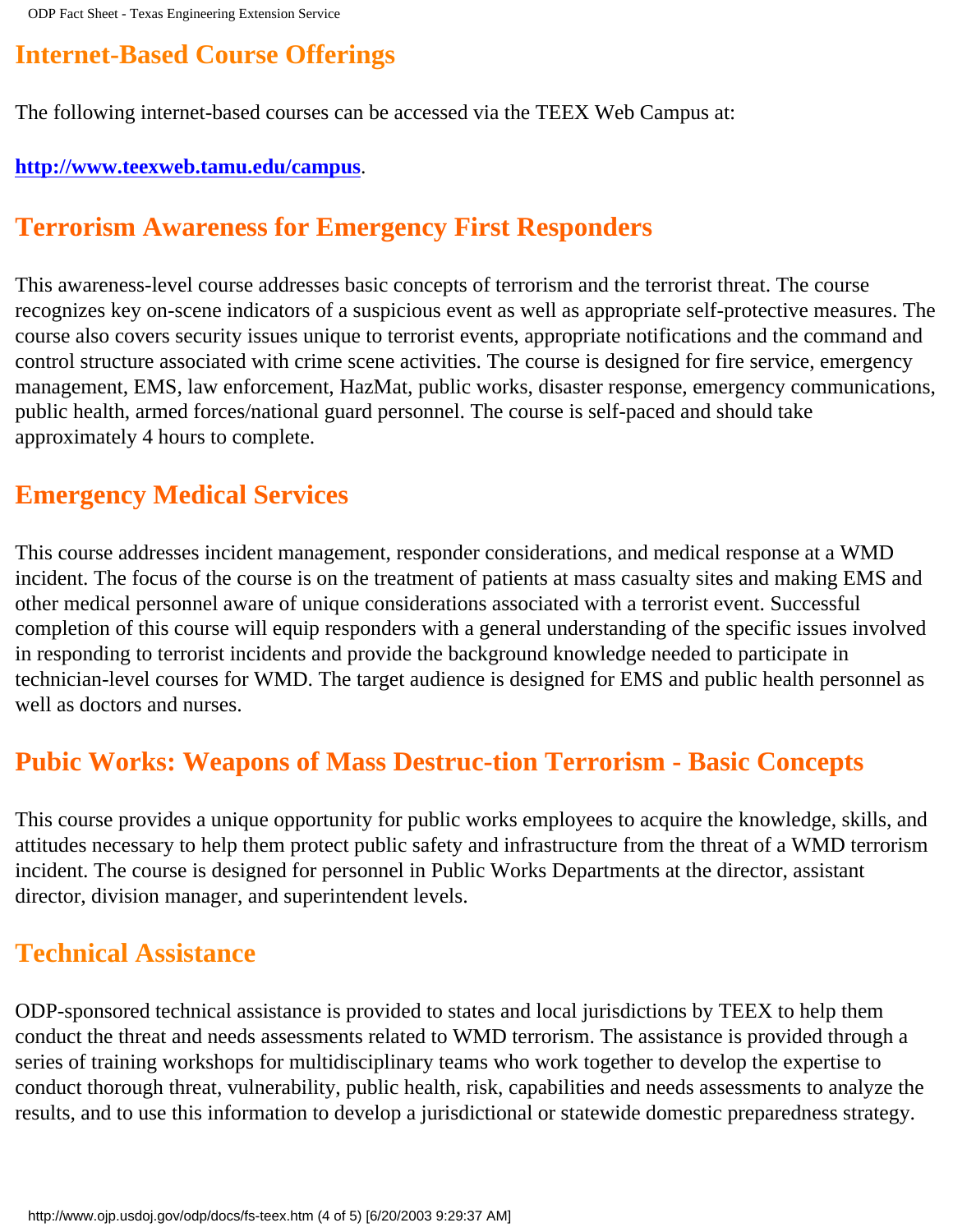## Internet-Based Course Offerings

The following internet-based courses can be accessed via the TEEX Web Campus at:

**http://www.teexweb.tamu.edu/campus**.

## Terrorism Awareness for Emergency First Responders

This awareness-level course addresses basic concepts of terrorism and the terrorist threat. The course recognizes key on-scene indicators of a suspicious event as well as appropriate self-protective measures. The course also covers security issues unique to terrorist events, appropriate notifications and the command and control structure associated with crime scene activities. The course is designed for fire service, emergency management, EMS, law enforcement, HazMat, public works, disaster response, emergency communications, public health, armed forces/national guard personnel. The course is self-paced and should take approximately 4 hours to complete.

## Emergency Medical Services

This course addresses incident management, responder considerations, and medical response at a WMD incident. The focus of the course is on the treatment of patients at mass casualty sites and making EMS and other medical personnel aware of unique considerations associated with a terrorist event. Successful completion of this course will equip responders with a general understanding of the specific issues involved in responding to terrorist incidents and provide the background knowledge needed to participate in technician-level courses for WMD. The target audience is designed for EMS and public health personnel as well as doctors and nurses.

## Pubic Works: Weapons of Mass Destruc-tion Terrorism - Basic Concepts

This course provides a unique opportunity for public works employees to acquire the knowledge, skills, and attitudes necessary to help them protect public safety and infrastructure from the threat of a WMD terrorism incident. The course is designed for personnel in Public Works Departments at the director, assistant director, division manager, and superintendent levels.

## Technical Assistance

ODP-sponsored technical assistance is provided to states and local jurisdictions by TEEX to help them conduct the threat and needs assessments related to WMD terrorism. The assistance is provided through a series of training workshops for multidisciplinary teams who work together to develop the expertise to conduct thorough threat, vulnerability, public health, risk, capabilities and needs assessments to analyze the results, and to use this information to develop a jurisdictional or statewide domestic preparedness strategy.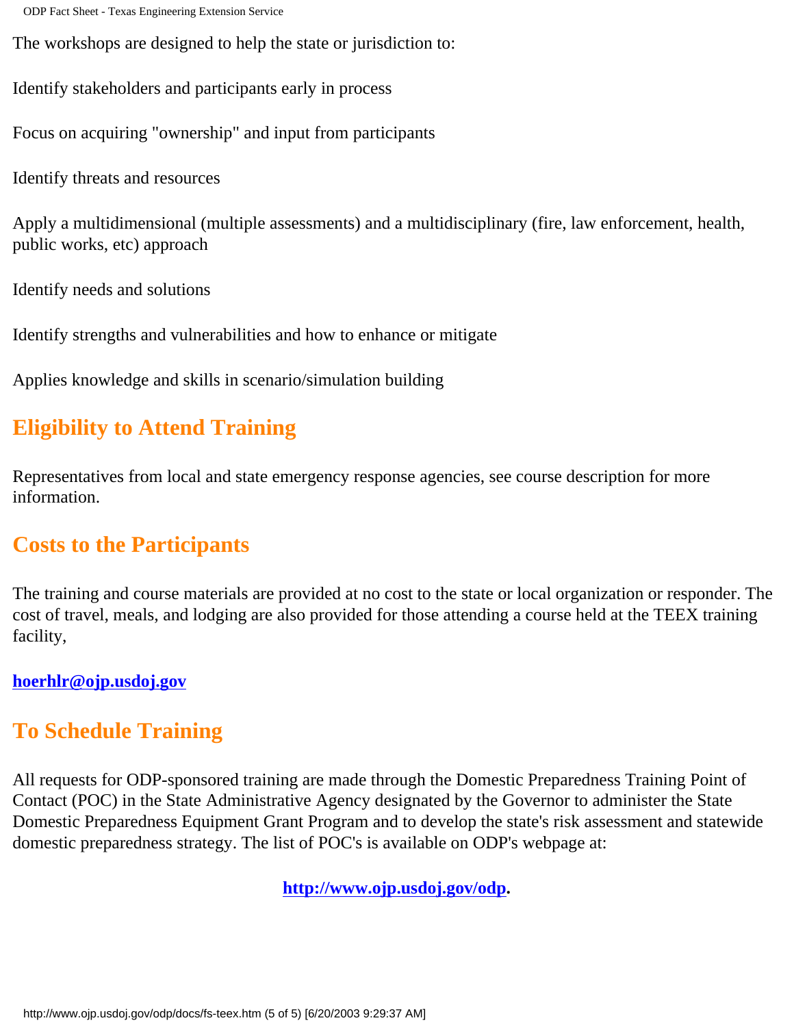The workshops are designed to help the state or jurisdiction to:

Identify stakeholders and participants early in process

Focus on acquiring "ownership" and input from participants

Identify threats and resources

Apply a multidimensional (multiple assessments) and a multidisciplinary (fire, law enforcement, health, public works, etc) approach

Identify needs and solutions

Identify strengths and vulnerabilities and how to enhance or mitigate

Applies knowledge and skills in scenario/simulation building

## Eligibility to Attend Training

Representatives from local and state emergency response agencies, see course description for more information.

## Costs to the Participants

The training and course materials are provided at no cost to the state or local organization or responder. The cost of travel, meals, and lodging are also provided for those attending a course held at the TEEX training facility,

**hoerhlr@ojp.usdoj.gov**

## To Schedule Training

All requests for ODP-sponsored training are made through the Domestic Preparedness Training Point of Contact (POC) in the State Administrative Agency designated by the Governor to administer the State Domestic Preparedness Equipment Grant Program and to develop the state's risk assessment and statewide domestic preparedness strategy. The list of POC's is available on ODP's webpage at:

**http://www.ojp.usdoj.gov/odp.**